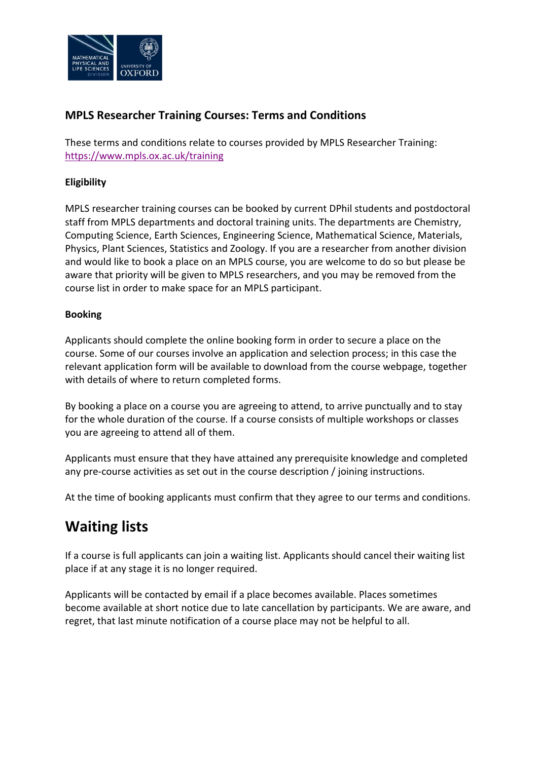## MPLS Researcher Training Courses: Terms and Conditions

These terms and conditions relate to courses provided by MPLS Researcher Training: https://www.mpls.ox.ac.uk/training

### Eligibility

MPLS researcher training courses can be booked by current DPhil students and postdoctoral staff from MPLS departments and doctoral training units. The departments are Chemistry, Computing Science, Earth Sciences, Engineering Science, Mathematical Science, Materials, Physics, Plant Sciences, Statistics and Zoology. If you are a researcher from another division and would like to book a place on an MPLS course, you are welcome to do so but please be aware that priority will be given to MPLS researchers, and you may be removed from the course list in order to make space for an MPLS participant.

### Booking

Applicants should complete the online booking form in order to secure a place on the course. Some of our courses involve an application and selection process; in this case the relevant application form will be available to download from the course webpage, together with details of where to return completed forms.

By booking a place on a course you are agreeing to attend, to arrive punctually and to stay for the whole duration of the course. If a course consists of multiple workshops or classes you are agreeing to attend all of them.

Applicants must ensure that they have attained any prerequisite knowledge and completed any pre-course activities as set out in the course description / joining instructions.

At the time of booking applicants must confirm that they agree to our terms and conditions.

# Waiting lists

If a course is full applicants can join a waiting list. Applicants should cancel their waiting list place if at any stage it is no longer required.

Applicants will be contacted by email if a place becomes available. Places sometimes become available at short notice due to late cancellation by participants. We are aware, and regret, that last minute notification of a course place may not be helpful to all.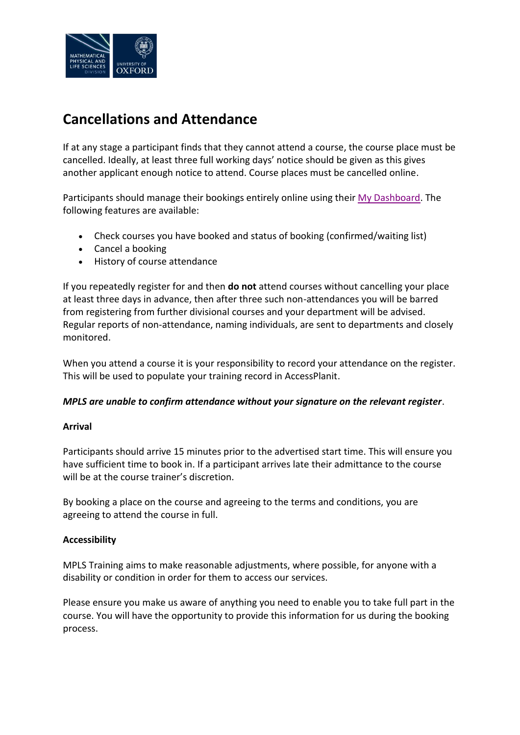# Cancellations and Attendance

If at any stage a participant finds that they cannot attend a course, the course place must be cancelled. Ideally, at least three full working days' notice should be given as this gives another applicant enough notice to attend. Course places must be cancelled online.

Participants should manage their bookings entirely online using their My Dashboard. The following features are available:

- Check courses you have booked and status of booking (confirmed/waiting list)
- Cancel a booking
- History of course attendance

If you repeatedly register for and then **do not** attend courses without cancelling your place at least three days in advance, then after three such non-attendances you will be barred from registering from further divisional courses and your department will be advised. Regular reports of non-attendance, naming individuals, are sent to departments and closely monitored.

When you attend a course it is your responsibility to record your attendance on the register. This will be used to populate your training record in AccessPlanit.

***MPLS are unable to confirm attendance without your signature on the relevant register***.

**Arrival**

Participants should arrive 15 minutes prior to the advertised start time. This will ensure you have sufficient time to book in. If a participant arrives late their admittance to the course will be at the course trainer's discretion.

By booking a place on the course and agreeing to the terms and conditions, you are agreeing to attend the course in full.

**Accessibility**

MPLS Training aims to make reasonable adjustments, where possible, for anyone with a disability or condition in order for them to access our services.

Please ensure you make us aware of anything you need to enable you to take full part in the course. You will have the opportunity to provide this information for us during the booking process.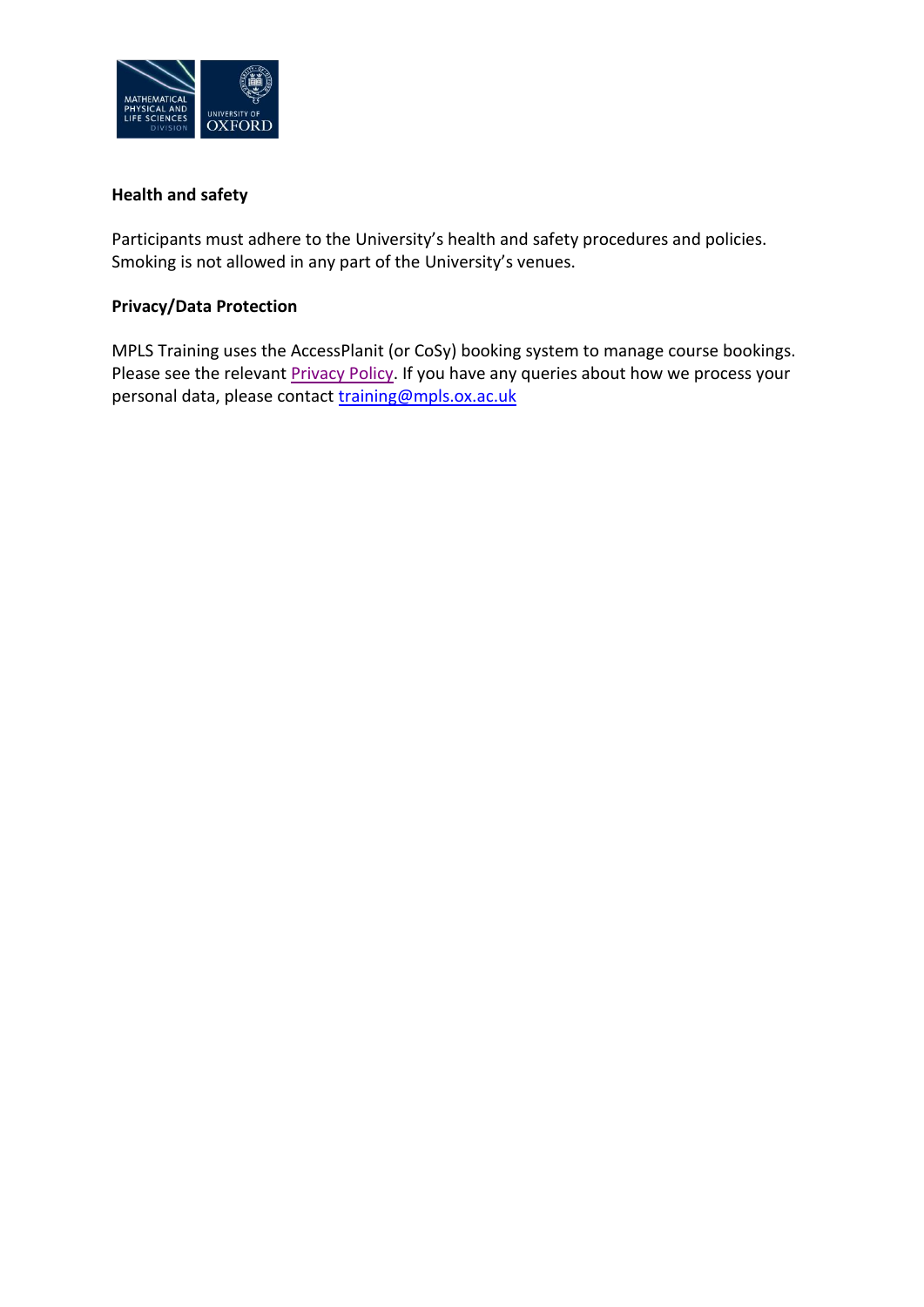**Health and safety**

Participants must adhere to the University's health and safety procedures and policies. Smoking is not allowed in any part of the University's venues.

**Privacy/Data Protection**

MPLS Training uses the AccessPlanit (or CoSy) booking system to manage course bookings. Please see the relevant Privacy Policy. If you have any queries about how we process your personal data, please contact training@mpls.ox.ac.uk